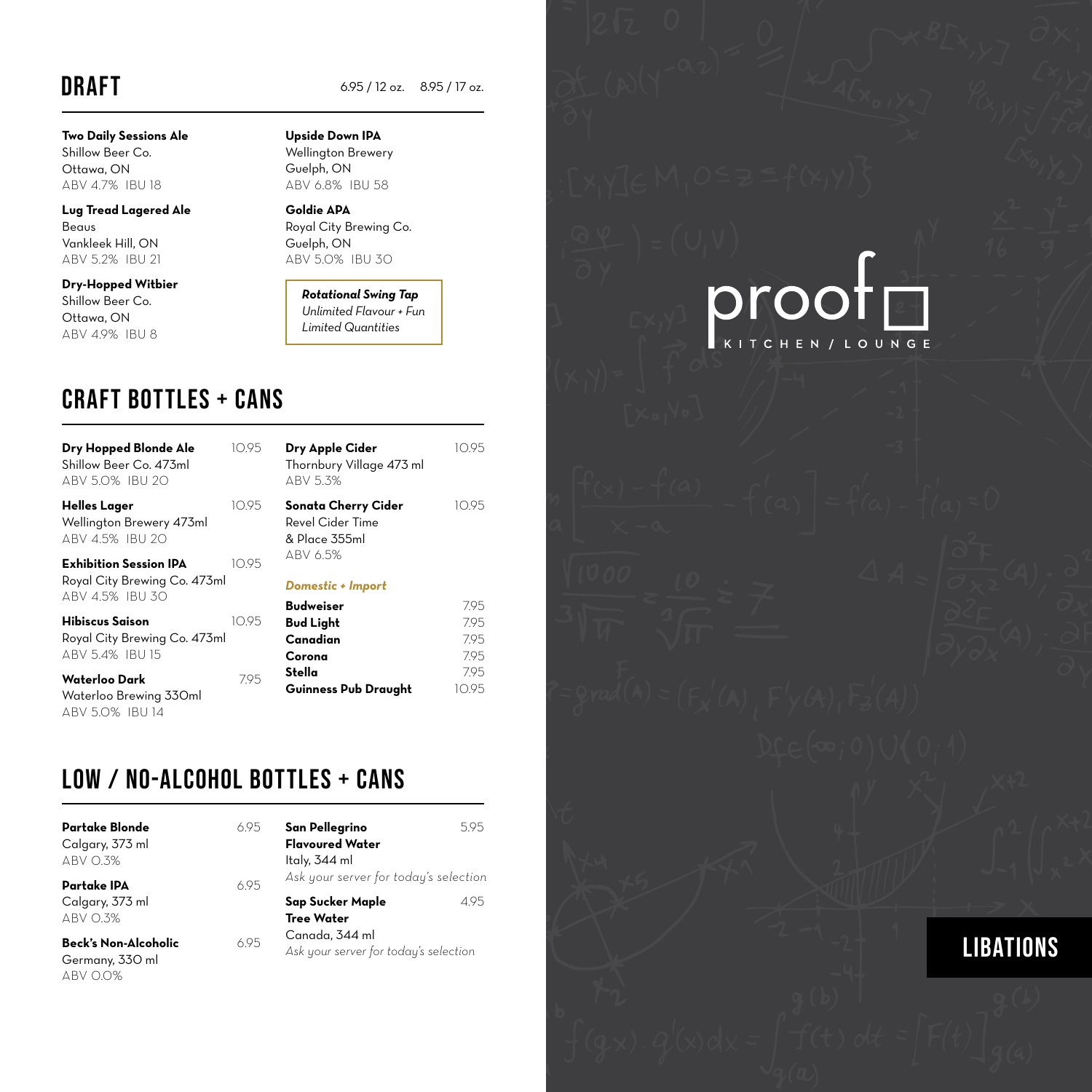## DRAFT

6.95 / 12 oz. 8.95 / 17 oz.

**Two Daily Sessions Ale**
Shillow Beer Co.
Ottawa, ON
ABV 4.7% IBU 18

**Lug Tread Lagered Ale**
Beaus
Vankleek Hill, ON
ABV 5.2% IBU 21

**Dry-Hopped Witbier**
Shillow Beer Co.
Ottawa, ON
ABV 4.9% IBU 8

**Upside Down IPA**
Wellington Brewery
Guelph, ON
ABV 6.8% IBU 58

**Goldie APA**
Royal City Brewing Co.
Guelph, ON
ABV 5.0% IBU 30

***Rotational Swing Tap***
*Unlimited Flavour + Fun*
*Limited Quantities*

## CRAFT BOTTLES + CANS

**Dry Hopped Blonde Ale** 10.95
Shillow Beer Co. 473ml
ABV 5.0% IBU 20

**Helles Lager** 10.95
Wellington Brewery 473ml
ABV 4.5% IBU 20

**Exhibition Session IPA** 10.95
Royal City Brewing Co. 473ml
ABV 4.5% IBU 30

**Hibiscus Saison** 10.95
Royal City Brewing Co. 473ml
ABV 5.4% IBU 15

**Waterloo Dark** 7.95
Waterloo Brewing 330ml
ABV 5.0% IBU 14

**Dry Apple Cider** 10.95
Thornbury Village 473 ml
ABV 5.3%

**Sonata Cherry Cider** 10.95
Revel Cider Time
& Place 355ml
ABV 6.5%

***Domestic + Import***

| | |
|---|---|
| **Budweiser** | 7.95 |
| **Bud Light** | 7.95 |
| **Canadian** | 7.95 |
| **Corona** | 7.95 |
| **Stella** | 7.95 |
| **Guinness Pub Draught** | 10.95 |

## LOW / NO-ALCOHOL BOTTLES + CANS

**Partake Blonde** 6.95
Calgary, 373 ml
ABV 0.3%

**Partake IPA** 6.95
Calgary, 373 ml
ABV 0.3%

**Beck's Non-Alcoholic** 6.95
Germany, 330 ml
ABV 0.0%

**San Pellegrino Flavoured Water** 5.95
Italy, 344 ml
*Ask your server for today's selection*

**Sap Sucker Maple Tree Water** 4.95
Canada, 344 ml
*Ask your server for today's selection*

proof
KITCHEN / LOUNGE

## LIBATIONS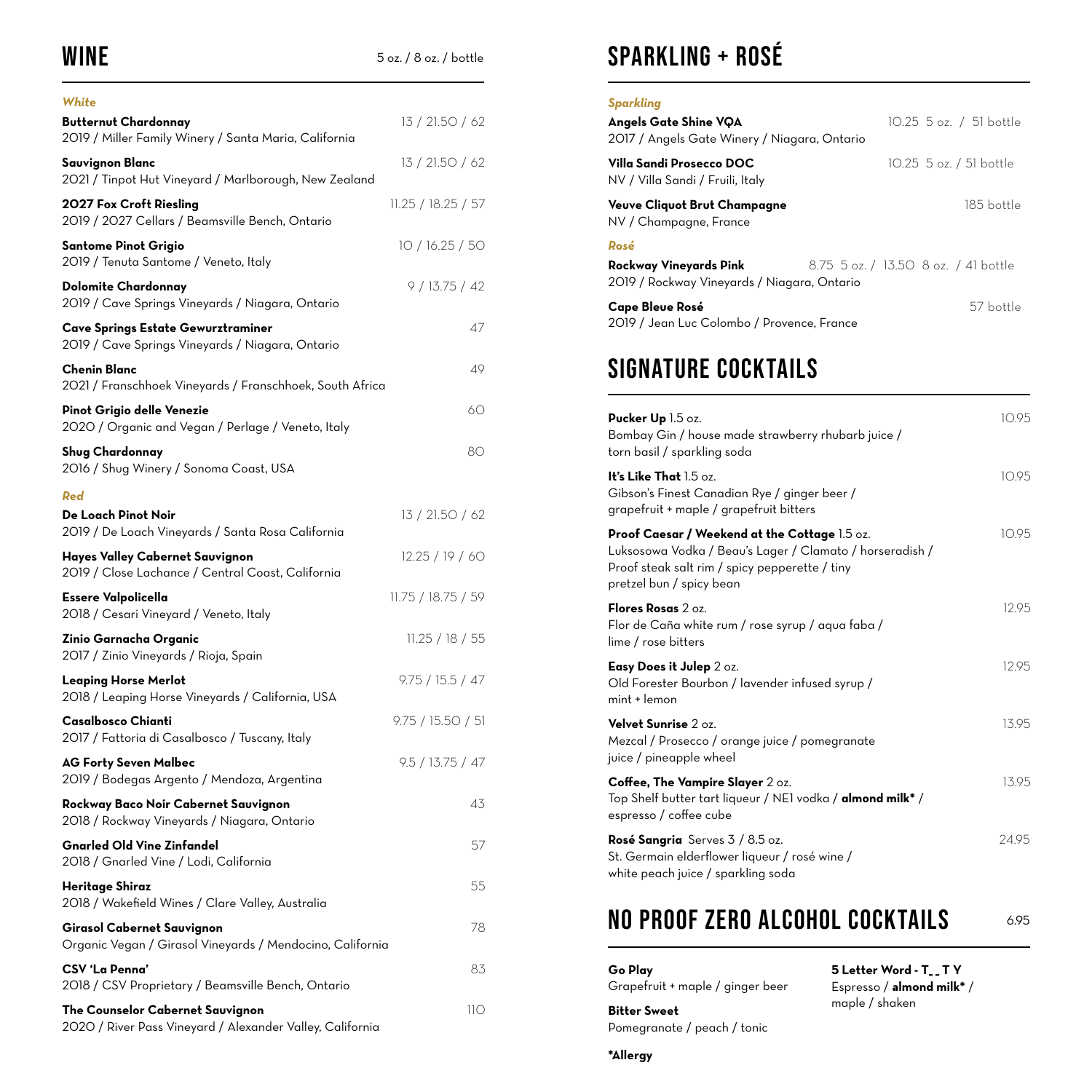# WINE

5 oz. / 8 oz. / bottle

### *White*

**Butternut Chardonnay** 13 / 21.50 / 62
2019 / Miller Family Winery / Santa Maria, California

**Sauvignon Blanc** 13 / 21.50 / 62
2021 / Tinpot Hut Vineyard / Marlborough, New Zealand

**2027 Fox Croft Riesling** 11.25 / 18.25 / 57
2019 / 2027 Cellars / Beamsville Bench, Ontario

**Santome Pinot Grigio** 10 / 16.25 / 50
2019 / Tenuta Santome / Veneto, Italy

**Dolomite Chardonnay** 9 / 13.75 / 42
2019 / Cave Springs Vineyards / Niagara, Ontario

**Cave Springs Estate Gewurztraminer** 47
2019 / Cave Springs Vineyards / Niagara, Ontario

**Chenin Blanc** 49
2021 / Franschhoek Vineyards / Franschhoek, South Africa

**Pinot Grigio delle Venezie** 60
2020 / Organic and Vegan / Perlage / Veneto, Italy

**Shug Chardonnay** 80
2016 / Shug Winery / Sonoma Coast, USA

### *Red*

**De Loach Pinot Noir** 13 / 21.50 / 62
2019 / De Loach Vineyards / Santa Rosa California

**Hayes Valley Cabernet Sauvignon** 12.25 / 19 / 60
2019 / Close Lachance / Central Coast, California

**Essere Valpolicella** 11.75 / 18.75 / 59
2018 / Cesari Vineyard / Veneto, Italy

**Zinio Garnacha Organic** 11.25 / 18 / 55
2017 / Zinio Vineyards / Rioja, Spain

**Leaping Horse Merlot** 9.75 / 15.5 / 47
2018 / Leaping Horse Vineyards / California, USA

**Casalbosco Chianti** 9.75 / 15.50 / 51
2017 / Fattoria di Casalbosco / Tuscany, Italy

**AG Forty Seven Malbec** 9.5 / 13.75 / 47
2019 / Bodegas Argento / Mendoza, Argentina

**Rockway Baco Noir Cabernet Sauvignon** 43
2018 / Rockway Vineyards / Niagara, Ontario

**Gnarled Old Vine Zinfandel** 57
2018 / Gnarled Vine / Lodi, California

**Heritage Shiraz** 55
2018 / Wakefield Wines / Clare Valley, Australia

**Girasol Cabernet Sauvignon** 78
Organic Vegan / Girasol Vineyards / Mendocino, California

**CSV 'La Penna'** 83
2018 / CSV Proprietary / Beamsville Bench, Ontario

**The Counselor Cabernet Sauvignon** 110
2020 / River Pass Vineyard / Alexander Valley, California

# SPARKLING + ROSÉ

### *Sparkling*

**Angels Gate Shine VQA** 10.25 5 oz. / 51 bottle
2017 / Angels Gate Winery / Niagara, Ontario

**Villa Sandi Prosecco DOC** 10.25 5 oz. / 51 bottle
NV / Villa Sandi / Fruili, Italy

**Veuve Cliquot Brut Champagne** 185 bottle
NV / Champagne, France

### *Rosé*

**Rockway Vineyards Pink** 8.75 5 oz. / 13.50 8 oz. / 41 bottle
2019 / Rockway Vineyards / Niagara, Ontario

**Cape Bleue Rosé** 57 bottle
2019 / Jean Luc Colombo / Provence, France

# SIGNATURE COCKTAILS

**Pucker Up** 1.5 oz. 10.95
Bombay Gin / house made strawberry rhubarb juice / torn basil / sparkling soda

**It's Like That** 1.5 oz. 10.95
Gibson's Finest Canadian Rye / ginger beer / grapefruit + maple / grapefruit bitters

**Proof Caesar / Weekend at the Cottage** 1.5 oz. 10.95
Luksosowa Vodka / Beau's Lager / Clamato / horseradish / Proof steak salt rim / spicy pepperette / tiny pretzel bun / spicy bean

**Flores Rosas** 2 oz. 12.95
Flor de Caña white rum / rose syrup / aqua faba / lime / rose bitters

**Easy Does it Julep** 2 oz. 12.95
Old Forester Bourbon / lavender infused syrup / mint + lemon

**Velvet Sunrise** 2 oz. 13.95
Mezcal / Prosecco / orange juice / pomegranate juice / pineapple wheel

**Coffee, The Vampire Slayer** 2 oz. 13.95
Top Shelf butter tart liqueur / NE1 vodka / **almond milk*** / espresso / coffee cube

**Rosé Sangria** Serves 3 / 8.5 oz. 24.95
St. Germain elderflower liqueur / rosé wine / white peach juice / sparkling soda

# NO PROOF ZERO ALCOHOL COCKTAILS

6.95

**Go Play**
Grapefruit + maple / ginger beer

**Bitter Sweet**
Pomegranate / peach / tonic

**5 Letter Word - T_ _ T Y**
Espresso / **almond milk*** / maple / shaken

***Allergy**